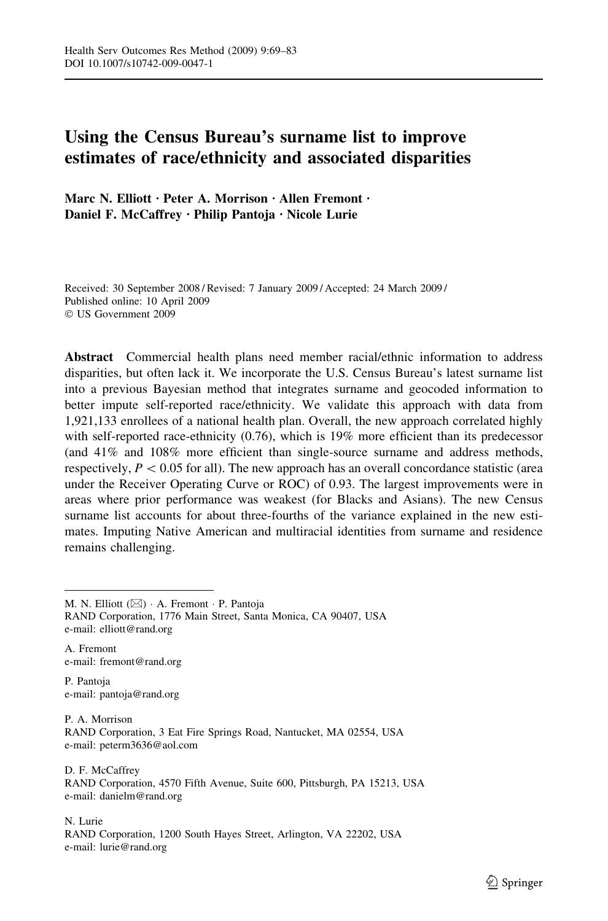# Using the Census Bureau's surname list to improve estimates of race/ethnicity and associated disparities

**Marc N. Elliott · Peter A. Morrison · Allen Fremont · Daniel F. McCaffrey · Philip Pantoja · Nicole Lurie**

Received: 30 September 2008 / Revised: 7 January 2009 / Accepted: 24 March 2009 / Published online: 10 April 2009
© US Government 2009

**Abstract** Commercial health plans need member racial/ethnic information to address disparities, but often lack it. We incorporate the U.S. Census Bureau's latest surname list into a previous Bayesian method that integrates surname and geocoded information to better impute self-reported race/ethnicity. We validate this approach with data from 1,921,133 enrollees of a national health plan. Overall, the new approach correlated highly with self-reported race-ethnicity (0.76), which is 19% more efficient than its predecessor (and 41% and 108% more efficient than single-source surname and address methods, respectively, $P < 0.05$ for all). The new approach has an overall concordance statistic (area under the Receiver Operating Curve or ROC) of 0.93. The largest improvements were in areas where prior performance was weakest (for Blacks and Asians). The new Census surname list accounts for about three-fourths of the variance explained in the new estimates. Imputing Native American and multiracial identities from surname and residence remains challenging.

---

M. N. Elliott (✉) · A. Fremont · P. Pantoja
RAND Corporation, 1776 Main Street, Santa Monica, CA 90407, USA
e-mail: elliott@rand.org

A. Fremont
e-mail: fremont@rand.org

P. Pantoja
e-mail: pantoja@rand.org

P. A. Morrison
RAND Corporation, 3 Eat Fire Springs Road, Nantucket, MA 02554, USA
e-mail: peterm3636@aol.com

D. F. McCaffrey
RAND Corporation, 4570 Fifth Avenue, Suite 600, Pittsburgh, PA 15213, USA
e-mail: danielm@rand.org

N. Lurie
RAND Corporation, 1200 South Hayes Street, Arlington, VA 22202, USA
e-mail: lurie@rand.org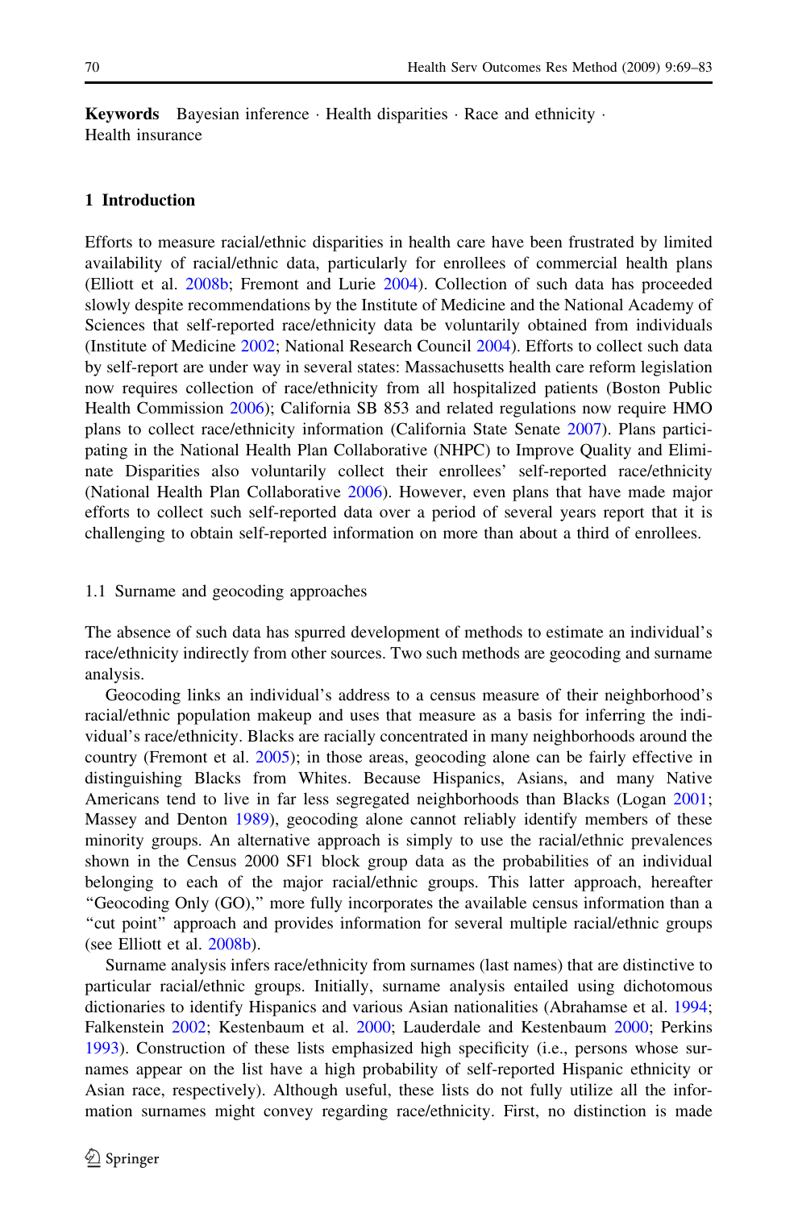**Keywords** Bayesian inference · Health disparities · Race and ethnicity · Health insurance

## 1 Introduction

Efforts to measure racial/ethnic disparities in health care have been frustrated by limited availability of racial/ethnic data, particularly for enrollees of commercial health plans (Elliott et al. 2008b; Fremont and Lurie 2004). Collection of such data has proceeded slowly despite recommendations by the Institute of Medicine and the National Academy of Sciences that self-reported race/ethnicity data be voluntarily obtained from individuals (Institute of Medicine 2002; National Research Council 2004). Efforts to collect such data by self-report are under way in several states: Massachusetts health care reform legislation now requires collection of race/ethnicity from all hospitalized patients (Boston Public Health Commission 2006); California SB 853 and related regulations now require HMO plans to collect race/ethnicity information (California State Senate 2007). Plans participating in the National Health Plan Collaborative (NHPC) to Improve Quality and Eliminate Disparities also voluntarily collect their enrollees' self-reported race/ethnicity (National Health Plan Collaborative 2006). However, even plans that have made major efforts to collect such self-reported data over a period of several years report that it is challenging to obtain self-reported information on more than about a third of enrollees.

### 1.1 Surname and geocoding approaches

The absence of such data has spurred development of methods to estimate an individual's race/ethnicity indirectly from other sources. Two such methods are geocoding and surname analysis.

Geocoding links an individual's address to a census measure of their neighborhood's racial/ethnic population makeup and uses that measure as a basis for inferring the individual's race/ethnicity. Blacks are racially concentrated in many neighborhoods around the country (Fremont et al. 2005); in those areas, geocoding alone can be fairly effective in distinguishing Blacks from Whites. Because Hispanics, Asians, and many Native Americans tend to live in far less segregated neighborhoods than Blacks (Logan 2001; Massey and Denton 1989), geocoding alone cannot reliably identify members of these minority groups. An alternative approach is simply to use the racial/ethnic prevalences shown in the Census 2000 SF1 block group data as the probabilities of an individual belonging to each of the major racial/ethnic groups. This latter approach, hereafter "Geocoding Only (GO)," more fully incorporates the available census information than a "cut point" approach and provides information for several multiple racial/ethnic groups (see Elliott et al. 2008b).

Surname analysis infers race/ethnicity from surnames (last names) that are distinctive to particular racial/ethnic groups. Initially, surname analysis entailed using dichotomous dictionaries to identify Hispanics and various Asian nationalities (Abrahamse et al. 1994; Falkenstein 2002; Kestenbaum et al. 2000; Lauderdale and Kestenbaum 2000; Perkins 1993). Construction of these lists emphasized high specificity (i.e., persons whose surnames appear on the list have a high probability of self-reported Hispanic ethnicity or Asian race, respectively). Although useful, these lists do not fully utilize all the information surnames might convey regarding race/ethnicity. First, no distinction is made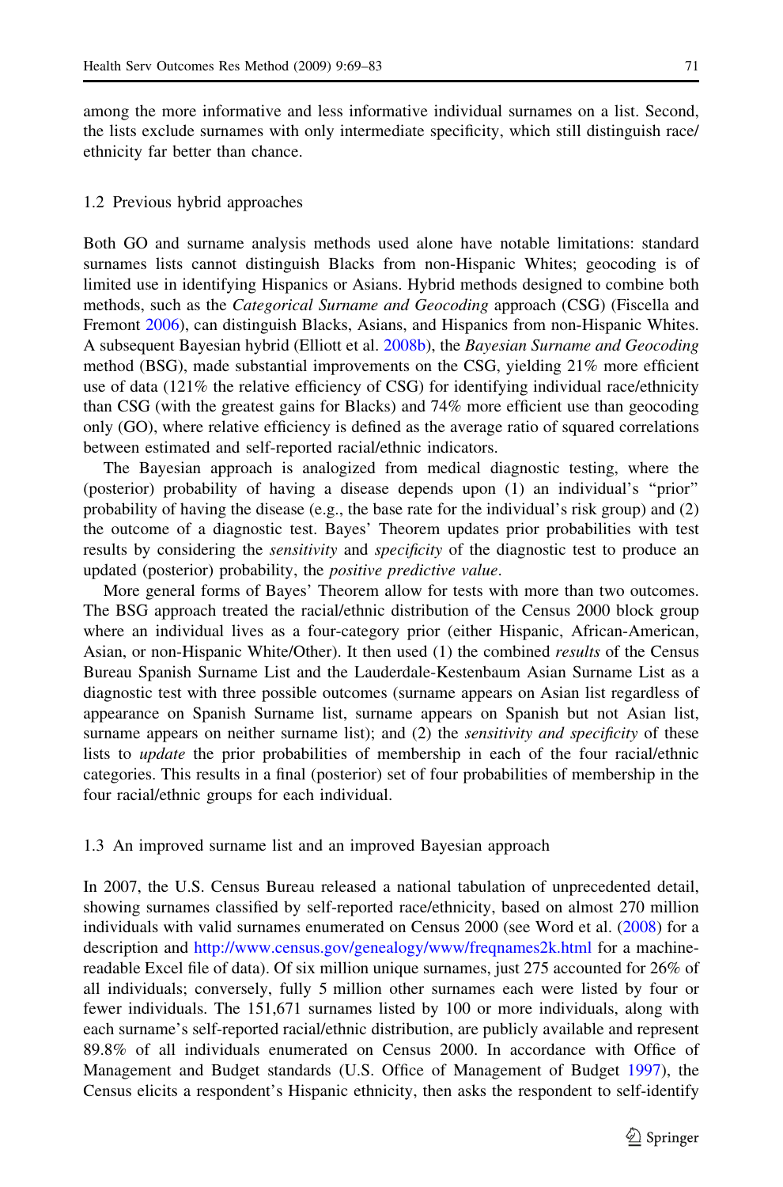among the more informative and less informative individual surnames on a list. Second, the lists exclude surnames with only intermediate specificity, which still distinguish race/ethnicity far better than chance.

### 1.2 Previous hybrid approaches

Both GO and surname analysis methods used alone have notable limitations: standard surnames lists cannot distinguish Blacks from non-Hispanic Whites; geocoding is of limited use in identifying Hispanics or Asians. Hybrid methods designed to combine both methods, such as the *Categorical Surname and Geocoding* approach (CSG) (Fiscella and Fremont 2006), can distinguish Blacks, Asians, and Hispanics from non-Hispanic Whites. A subsequent Bayesian hybrid (Elliott et al. 2008b), the *Bayesian Surname and Geocoding* method (BSG), made substantial improvements on the CSG, yielding 21% more efficient use of data (121% the relative efficiency of CSG) for identifying individual race/ethnicity than CSG (with the greatest gains for Blacks) and 74% more efficient use than geocoding only (GO), where relative efficiency is defined as the average ratio of squared correlations between estimated and self-reported racial/ethnic indicators.

The Bayesian approach is analogized from medical diagnostic testing, where the (posterior) probability of having a disease depends upon (1) an individual's "prior" probability of having the disease (e.g., the base rate for the individual's risk group) and (2) the outcome of a diagnostic test. Bayes' Theorem updates prior probabilities with test results by considering the *sensitivity* and *specificity* of the diagnostic test to produce an updated (posterior) probability, the *positive predictive value*.

More general forms of Bayes' Theorem allow for tests with more than two outcomes. The BSG approach treated the racial/ethnic distribution of the Census 2000 block group where an individual lives as a four-category prior (either Hispanic, African-American, Asian, or non-Hispanic White/Other). It then used (1) the combined *results* of the Census Bureau Spanish Surname List and the Lauderdale-Kestenbaum Asian Surname List as a diagnostic test with three possible outcomes (surname appears on Asian list regardless of appearance on Spanish Surname list, surname appears on Spanish but not Asian list, surname appears on neither surname list); and (2) the *sensitivity and specificity* of these lists to *update* the prior probabilities of membership in each of the four racial/ethnic categories. This results in a final (posterior) set of four probabilities of membership in the four racial/ethnic groups for each individual.

### 1.3 An improved surname list and an improved Bayesian approach

In 2007, the U.S. Census Bureau released a national tabulation of unprecedented detail, showing surnames classified by self-reported race/ethnicity, based on almost 270 million individuals with valid surnames enumerated on Census 2000 (see Word et al. (2008) for a description and http://www.census.gov/genealogy/www/freqnames2k.html for a machine-readable Excel file of data). Of six million unique surnames, just 275 accounted for 26% of all individuals; conversely, fully 5 million other surnames each were listed by four or fewer individuals. The 151,671 surnames listed by 100 or more individuals, along with each surname's self-reported racial/ethnic distribution, are publicly available and represent 89.8% of all individuals enumerated on Census 2000. In accordance with Office of Management and Budget standards (U.S. Office of Management of Budget 1997), the Census elicits a respondent's Hispanic ethnicity, then asks the respondent to self-identify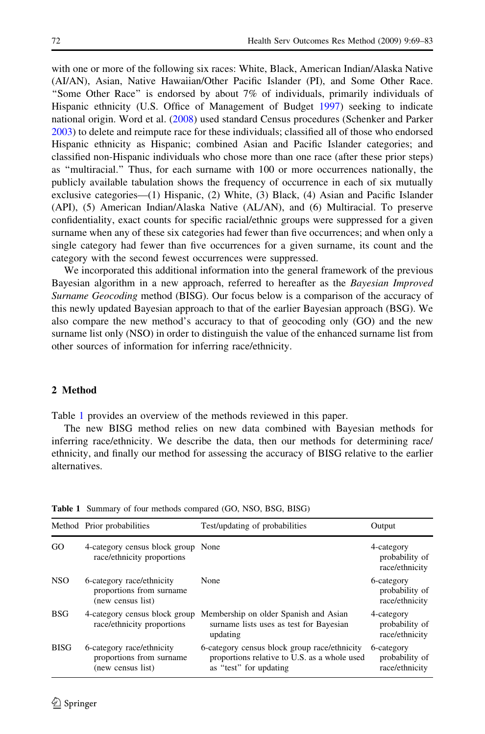with one or more of the following six races: White, Black, American Indian/Alaska Native (AI/AN), Asian, Native Hawaiian/Other Pacific Islander (PI), and Some Other Race. "Some Other Race" is endorsed by about 7% of individuals, primarily individuals of Hispanic ethnicity (U.S. Office of Management of Budget 1997) seeking to indicate national origin. Word et al. (2008) used standard Census procedures (Schenker and Parker 2003) to delete and reimpute race for these individuals; classified all of those who endorsed Hispanic ethnicity as Hispanic; combined Asian and Pacific Islander categories; and classified non-Hispanic individuals who chose more than one race (after these prior steps) as "multiracial." Thus, for each surname with 100 or more occurrences nationally, the publicly available tabulation shows the frequency of occurrence in each of six mutually exclusive categories—(1) Hispanic, (2) White, (3) Black, (4) Asian and Pacific Islander (API), (5) American Indian/Alaska Native (AL/AN), and (6) Multiracial. To preserve confidentiality, exact counts for specific racial/ethnic groups were suppressed for a given surname when any of these six categories had fewer than five occurrences; and when only a single category had fewer than five occurrences for a given surname, its count and the category with the second fewest occurrences were suppressed.

We incorporated this additional information into the general framework of the previous Bayesian algorithm in a new approach, referred to hereafter as the *Bayesian Improved Surname Geocoding* method (BISG). Our focus below is a comparison of the accuracy of this newly updated Bayesian approach to that of the earlier Bayesian approach (BSG). We also compare the new method's accuracy to that of geocoding only (GO) and the new surname list only (NSO) in order to distinguish the value of the enhanced surname list from other sources of information for inferring race/ethnicity.

## 2 Method

Table 1 provides an overview of the methods reviewed in this paper.

The new BISG method relies on new data combined with Bayesian methods for inferring race/ethnicity. We describe the data, then our methods for determining race/ethnicity, and finally our method for assessing the accuracy of BISG relative to the earlier alternatives.

**Table 1** Summary of four methods compared (GO, NSO, BSG, BISG)

| Method | Prior probabilities | Test/updating of probabilities | Output |
|---|---|---|---|
| GO | 4-category census block group race/ethnicity proportions | None | 4-category probability of race/ethnicity |
| NSO | 6-category race/ethnicity proportions from surname (new census list) | None | 6-category probability of race/ethnicity |
| BSG | 4-category census block group race/ethnicity proportions | Membership on older Spanish and Asian surname lists uses as test for Bayesian updating | 4-category probability of race/ethnicity |
| BISG | 6-category race/ethnicity proportions from surname (new census list) | 6-category census block group race/ethnicity proportions relative to U.S. as a whole used as "test" for updating | 6-category probability of race/ethnicity |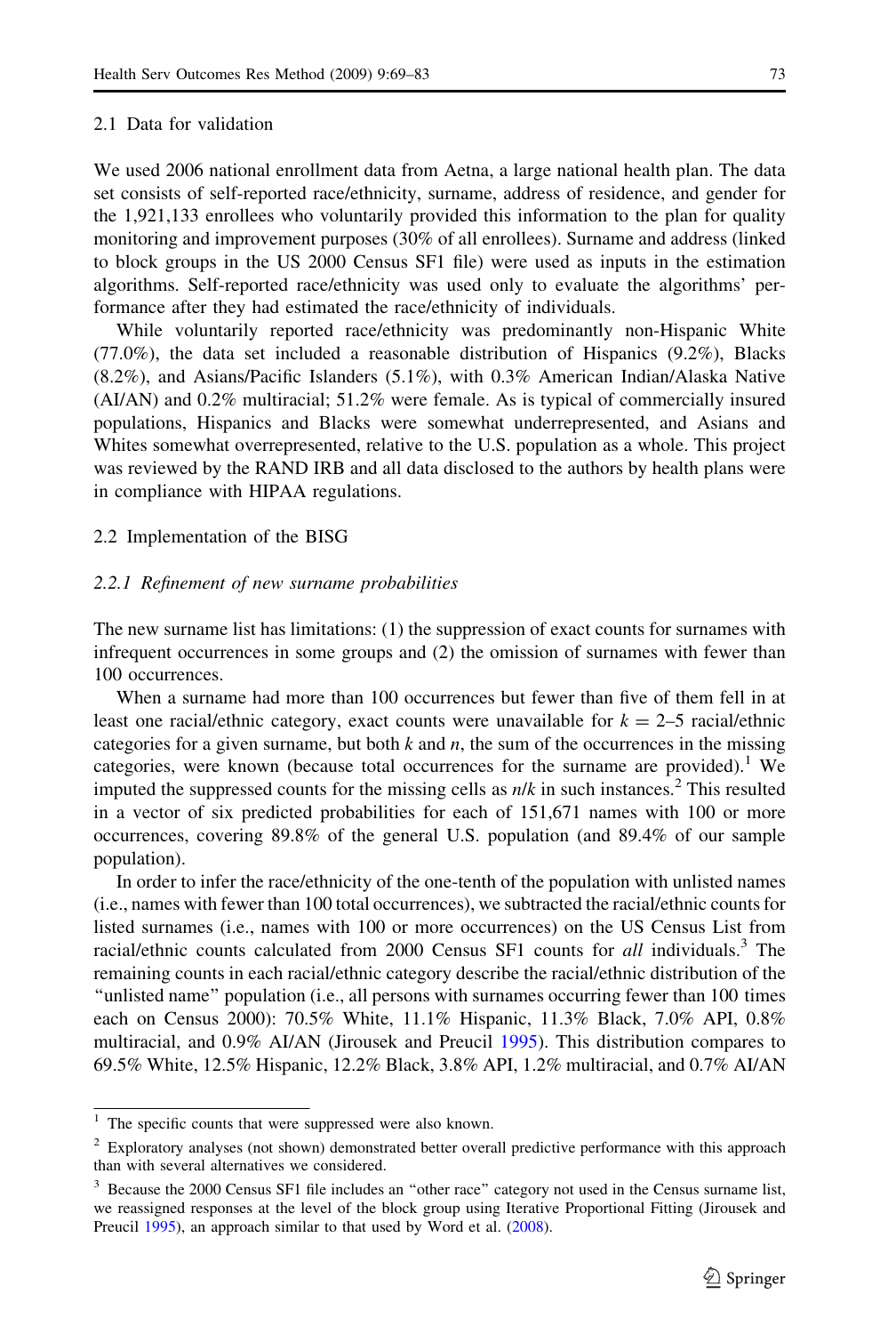### 2.1 Data for validation

We used 2006 national enrollment data from Aetna, a large national health plan. The data set consists of self-reported race/ethnicity, surname, address of residence, and gender for the 1,921,133 enrollees who voluntarily provided this information to the plan for quality monitoring and improvement purposes (30% of all enrollees). Surname and address (linked to block groups in the US 2000 Census SF1 file) were used as inputs in the estimation algorithms. Self-reported race/ethnicity was used only to evaluate the algorithms' performance after they had estimated the race/ethnicity of individuals.

While voluntarily reported race/ethnicity was predominantly non-Hispanic White (77.0%), the data set included a reasonable distribution of Hispanics (9.2%), Blacks (8.2%), and Asians/Pacific Islanders (5.1%), with 0.3% American Indian/Alaska Native (AI/AN) and 0.2% multiracial; 51.2% were female. As is typical of commercially insured populations, Hispanics and Blacks were somewhat underrepresented, and Asians and Whites somewhat overrepresented, relative to the U.S. population as a whole. This project was reviewed by the RAND IRB and all data disclosed to the authors by health plans were in compliance with HIPAA regulations.

### 2.2 Implementation of the BISG

#### *2.2.1 Refinement of new surname probabilities*

The new surname list has limitations: (1) the suppression of exact counts for surnames with infrequent occurrences in some groups and (2) the omission of surnames with fewer than 100 occurrences.

When a surname had more than 100 occurrences but fewer than five of them fell in at least one racial/ethnic category, exact counts were unavailable for $k = 2$–5 racial/ethnic categories for a given surname, but both $k$ and $n$, the sum of the occurrences in the missing categories, were known (because total occurrences for the surname are provided).[1] We imputed the suppressed counts for the missing cells as $n/k$ in such instances.[2] This resulted in a vector of six predicted probabilities for each of 151,671 names with 100 or more occurrences, covering 89.8% of the general U.S. population (and 89.4% of our sample population).

In order to infer the race/ethnicity of the one-tenth of the population with unlisted names (i.e., names with fewer than 100 total occurrences), we subtracted the racial/ethnic counts for listed surnames (i.e., names with 100 or more occurrences) on the US Census List from racial/ethnic counts calculated from 2000 Census SF1 counts for *all* individuals.[3] The remaining counts in each racial/ethnic category describe the racial/ethnic distribution of the "unlisted name" population (i.e., all persons with surnames occurring fewer than 100 times each on Census 2000): 70.5% White, 11.1% Hispanic, 11.3% Black, 7.0% API, 0.8% multiracial, and 0.9% AI/AN (Jirousek and Preucil 1995). This distribution compares to 69.5% White, 12.5% Hispanic, 12.2% Black, 3.8% API, 1.2% multiracial, and 0.7% AI/AN

---

[1] The specific counts that were suppressed were also known.

[2] Exploratory analyses (not shown) demonstrated better overall predictive performance with this approach than with several alternatives we considered.

[3] Because the 2000 Census SF1 file includes an "other race" category not used in the Census surname list, we reassigned responses at the level of the block group using Iterative Proportional Fitting (Jirousek and Preucil 1995), an approach similar to that used by Word et al. (2008).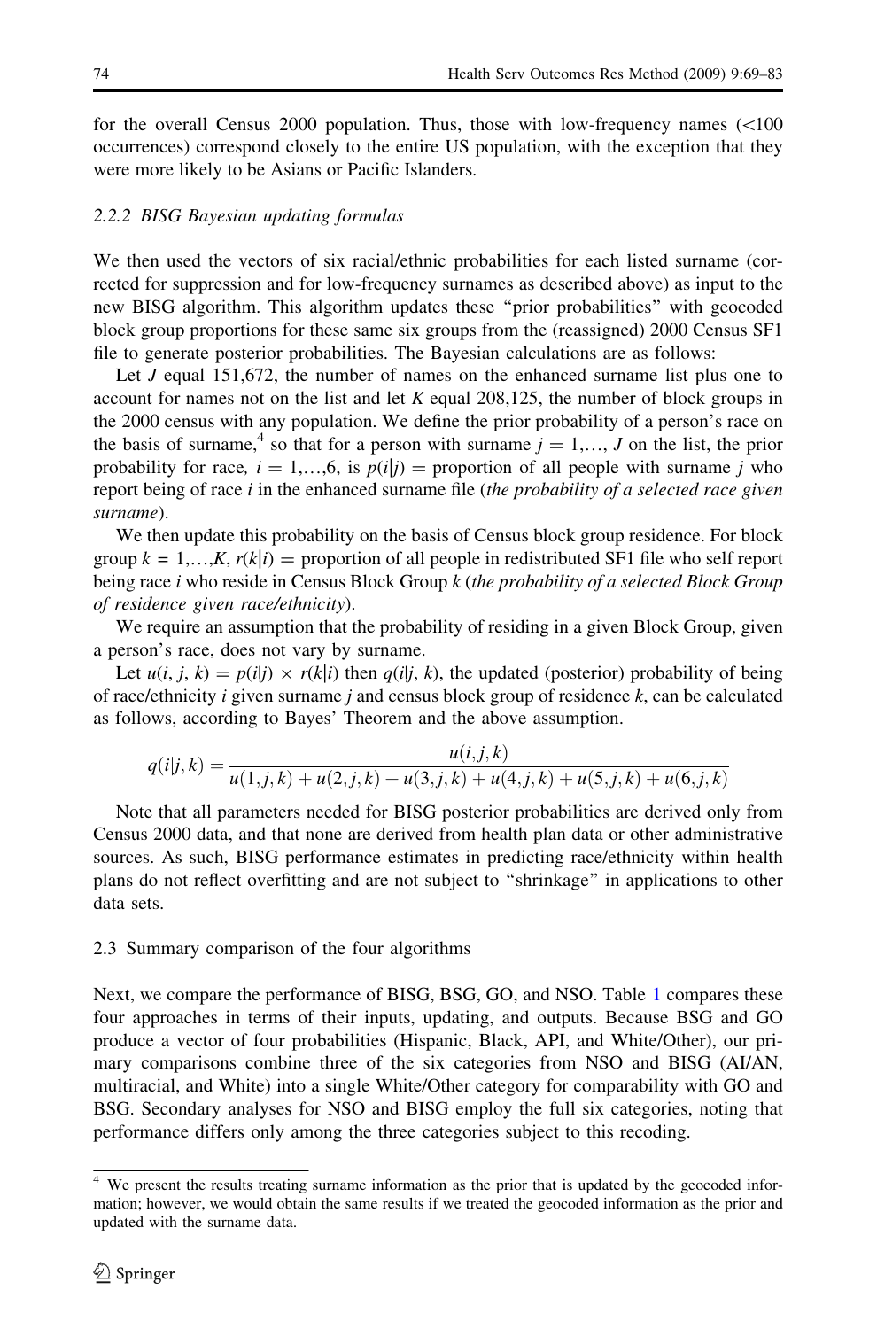for the overall Census 2000 population. Thus, those with low-frequency names (<100 occurrences) correspond closely to the entire US population, with the exception that they were more likely to be Asians or Pacific Islanders.

#### 2.2.2 BISG Bayesian updating formulas

We then used the vectors of six racial/ethnic probabilities for each listed surname (corrected for suppression and for low-frequency surnames as described above) as input to the new BISG algorithm. This algorithm updates these "prior probabilities" with geocoded block group proportions for these same six groups from the (reassigned) 2000 Census SF1 file to generate posterior probabilities. The Bayesian calculations are as follows:

Let $J$ equal 151,672, the number of names on the enhanced surname list plus one to account for names not on the list and let $K$ equal 208,125, the number of block groups in the 2000 census with any population. We define the prior probability of a person's race on the basis of surname,[4] so that for a person with surname $j = 1,\ldots, J$ on the list, the prior probability for race, $i = 1,\ldots,6$, is $p(i|j)$ = proportion of all people with surname $j$ who report being of race $i$ in the enhanced surname file (*the probability of a selected race given surname*).

We then update this probability on the basis of Census block group residence. For block group $k = 1,\ldots,K$, $r(k|i)$ = proportion of all people in redistributed SF1 file who self report being race $i$ who reside in Census Block Group $k$ (*the probability of a selected Block Group of residence given race/ethnicity*).

We require an assumption that the probability of residing in a given Block Group, given a person's race, does not vary by surname.

Let $u(i, j, k) = p(i|j) \times r(k|i)$ then $q(i|j, k)$, the updated (posterior) probability of being of race/ethnicity $i$ given surname $j$ and census block group of residence $k$, can be calculated as follows, according to Bayes' Theorem and the above assumption.

$$q(i|j,k) = \frac{u(i,j,k)}{u(1,j,k) + u(2,j,k) + u(3,j,k) + u(4,j,k) + u(5,j,k) + u(6,j,k)}$$

Note that all parameters needed for BISG posterior probabilities are derived only from Census 2000 data, and that none are derived from health plan data or other administrative sources. As such, BISG performance estimates in predicting race/ethnicity within health plans do not reflect overfitting and are not subject to "shrinkage" in applications to other data sets.

### 2.3 Summary comparison of the four algorithms

Next, we compare the performance of BISG, BSG, GO, and NSO. Table 1 compares these four approaches in terms of their inputs, updating, and outputs. Because BSG and GO produce a vector of four probabilities (Hispanic, Black, API, and White/Other), our primary comparisons combine three of the six categories from NSO and BISG (AI/AN, multiracial, and White) into a single White/Other category for comparability with GO and BSG. Secondary analyses for NSO and BISG employ the full six categories, noting that performance differs only among the three categories subject to this recoding.

---

[4] We present the results treating surname information as the prior that is updated by the geocoded information; however, we would obtain the same results if we treated the geocoded information as the prior and updated with the surname data.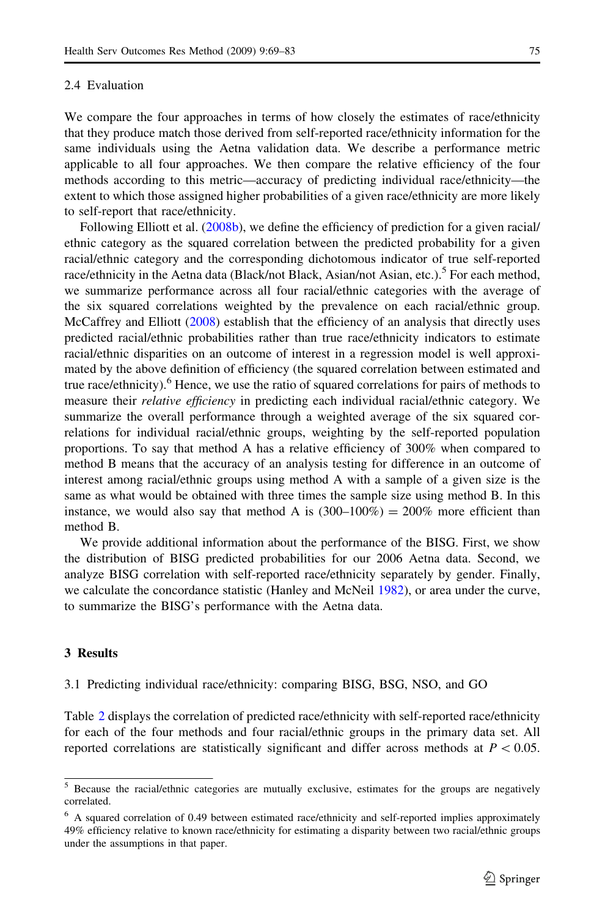### 2.4 Evaluation

We compare the four approaches in terms of how closely the estimates of race/ethnicity that they produce match those derived from self-reported race/ethnicity information for the same individuals using the Aetna validation data. We describe a performance metric applicable to all four approaches. We then compare the relative efficiency of the four methods according to this metric—accuracy of predicting individual race/ethnicity—the extent to which those assigned higher probabilities of a given race/ethnicity are more likely to self-report that race/ethnicity.

Following Elliott et al. (2008b), we define the efficiency of prediction for a given racial/ethnic category as the squared correlation between the predicted probability for a given racial/ethnic category and the corresponding dichotomous indicator of true self-reported race/ethnicity in the Aetna data (Black/not Black, Asian/not Asian, etc.).[5] For each method, we summarize performance across all four racial/ethnic categories with the average of the six squared correlations weighted by the prevalence on each racial/ethnic group. McCaffrey and Elliott (2008) establish that the efficiency of an analysis that directly uses predicted racial/ethnic probabilities rather than true race/ethnicity indicators to estimate racial/ethnic disparities on an outcome of interest in a regression model is well approximated by the above definition of efficiency (the squared correlation between estimated and true race/ethnicity).[6] Hence, we use the ratio of squared correlations for pairs of methods to measure their *relative efficiency* in predicting each individual racial/ethnic category. We summarize the overall performance through a weighted average of the six squared correlations for individual racial/ethnic groups, weighting by the self-reported population proportions. To say that method A has a relative efficiency of 300% when compared to method B means that the accuracy of an analysis testing for difference in an outcome of interest among racial/ethnic groups using method A with a sample of a given size is the same as what would be obtained with three times the sample size using method B. In this instance, we would also say that method A is (300–100%) = 200% more efficient than method B.

We provide additional information about the performance of the BISG. First, we show the distribution of BISG predicted probabilities for our 2006 Aetna data. Second, we analyze BISG correlation with self-reported race/ethnicity separately by gender. Finally, we calculate the concordance statistic (Hanley and McNeil 1982), or area under the curve, to summarize the BISG's performance with the Aetna data.

## 3 Results

### 3.1 Predicting individual race/ethnicity: comparing BISG, BSG, NSO, and GO

Table 2 displays the correlation of predicted race/ethnicity with self-reported race/ethnicity for each of the four methods and four racial/ethnic groups in the primary data set. All reported correlations are statistically significant and differ across methods at $P < 0.05$.

---

[5] Because the racial/ethnic categories are mutually exclusive, estimates for the groups are negatively correlated.

[6] A squared correlation of 0.49 between estimated race/ethnicity and self-reported implies approximately 49% efficiency relative to known race/ethnicity for estimating a disparity between two racial/ethnic groups under the assumptions in that paper.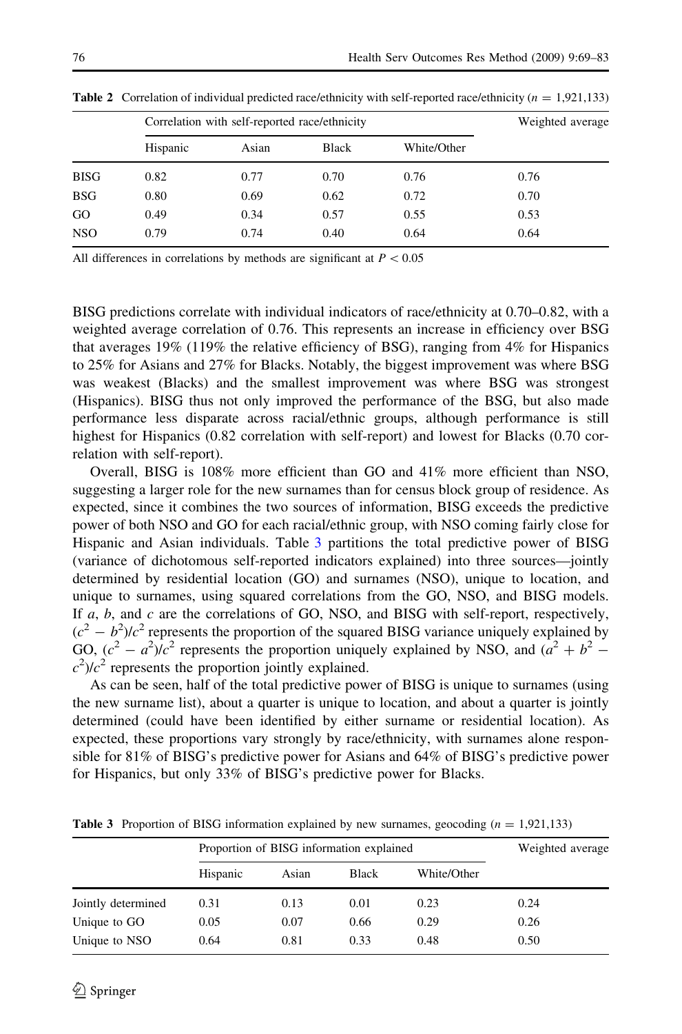**Table 2** Correlation of individual predicted race/ethnicity with self-reported race/ethnicity ($n = 1{,}921{,}133$)

| | Correlation with self-reported race/ethnicity | | | | Weighted average |
|---|---|---|---|---|---|
| | Hispanic | Asian | Black | White/Other | |
| BISG | 0.82 | 0.77 | 0.70 | 0.76 | 0.76 |
| BSG | 0.80 | 0.69 | 0.62 | 0.72 | 0.70 |
| GO | 0.49 | 0.34 | 0.57 | 0.55 | 0.53 |
| NSO | 0.79 | 0.74 | 0.40 | 0.64 | 0.64 |

All differences in correlations by methods are significant at $P < 0.05$

BISG predictions correlate with individual indicators of race/ethnicity at 0.70–0.82, with a weighted average correlation of 0.76. This represents an increase in efficiency over BSG that averages 19% (119% the relative efficiency of BSG), ranging from 4% for Hispanics to 25% for Asians and 27% for Blacks. Notably, the biggest improvement was where BSG was weakest (Blacks) and the smallest improvement was where BSG was strongest (Hispanics). BISG thus not only improved the performance of the BSG, but also made performance less disparate across racial/ethnic groups, although performance is still highest for Hispanics (0.82 correlation with self-report) and lowest for Blacks (0.70 correlation with self-report).

Overall, BISG is 108% more efficient than GO and 41% more efficient than NSO, suggesting a larger role for the new surnames than for census block group of residence. As expected, since it combines the two sources of information, BISG exceeds the predictive power of both NSO and GO for each racial/ethnic group, with NSO coming fairly close for Hispanic and Asian individuals. Table 3 partitions the total predictive power of BISG (variance of dichotomous self-reported indicators explained) into three sources—jointly determined by residential location (GO) and surnames (NSO), unique to location, and unique to surnames, using squared correlations from the GO, NSO, and BISG models. If $a$, $b$, and $c$ are the correlations of GO, NSO, and BISG with self-report, respectively, $(c^2 - b^2)/c^2$ represents the proportion of the squared BISG variance uniquely explained by GO, $(c^2 - a^2)/c^2$ represents the proportion uniquely explained by NSO, and $(a^2 + b^2 - c^2)/c^2$ represents the proportion jointly explained.

As can be seen, half of the total predictive power of BISG is unique to surnames (using the new surname list), about a quarter is unique to location, and about a quarter is jointly determined (could have been identified by either surname or residential location). As expected, these proportions vary strongly by race/ethnicity, with surnames alone responsible for 81% of BISG's predictive power for Asians and 64% of BISG's predictive power for Hispanics, but only 33% of BISG's predictive power for Blacks.

**Table 3** Proportion of BISG information explained by new surnames, geocoding ($n = 1{,}921{,}133$)

| | Proportion of BISG information explained | | | | Weighted average |
|---|---|---|---|---|---|
| | Hispanic | Asian | Black | White/Other | |
| Jointly determined | 0.31 | 0.13 | 0.01 | 0.23 | 0.24 |
| Unique to GO | 0.05 | 0.07 | 0.66 | 0.29 | 0.26 |
| Unique to NSO | 0.64 | 0.81 | 0.33 | 0.48 | 0.50 |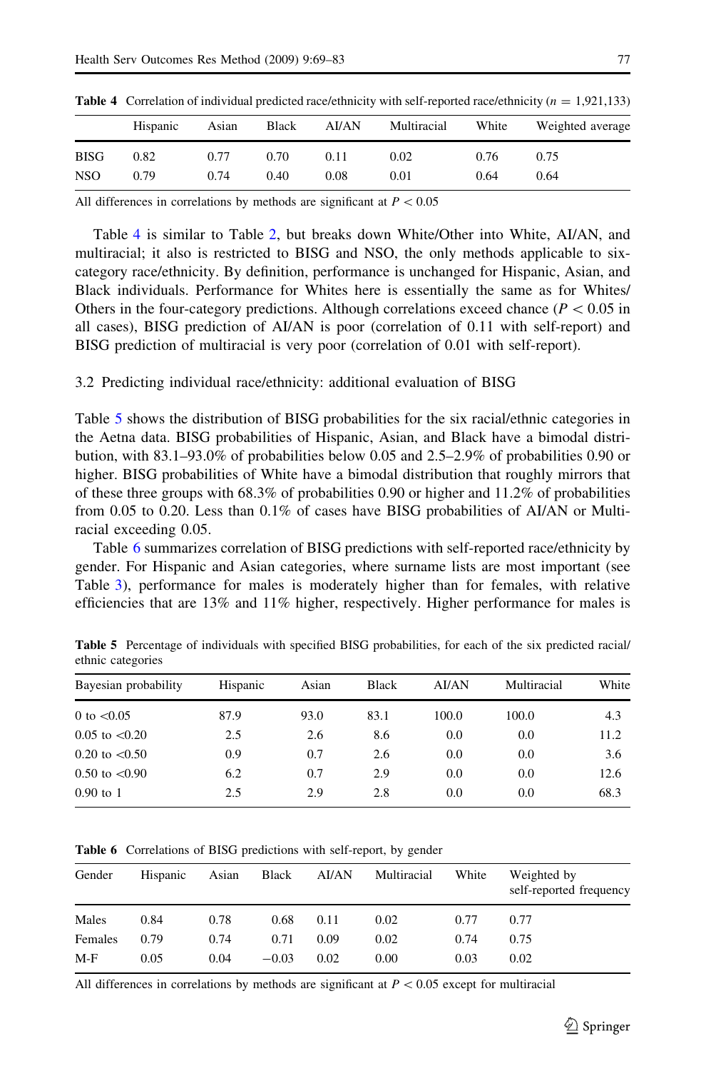**Table 4** Correlation of individual predicted race/ethnicity with self-reported race/ethnicity ($n = 1{,}921{,}133$)

| | Hispanic | Asian | Black | AI/AN | Multiracial | White | Weighted average |
|---|---|---|---|---|---|---|---|
| BISG | 0.82 | 0.77 | 0.70 | 0.11 | 0.02 | 0.76 | 0.75 |
| NSO | 0.79 | 0.74 | 0.40 | 0.08 | 0.01 | 0.64 | 0.64 |

All differences in correlations by methods are significant at $P < 0.05$

Table 4 is similar to Table 2, but breaks down White/Other into White, AI/AN, and multiracial; it also is restricted to BISG and NSO, the only methods applicable to six-category race/ethnicity. By definition, performance is unchanged for Hispanic, Asian, and Black individuals. Performance for Whites here is essentially the same as for Whites/Others in the four-category predictions. Although correlations exceed chance ($P < 0.05$ in all cases), BISG prediction of AI/AN is poor (correlation of 0.11 with self-report) and BISG prediction of multiracial is very poor (correlation of 0.01 with self-report).

### 3.2 Predicting individual race/ethnicity: additional evaluation of BISG

Table 5 shows the distribution of BISG probabilities for the six racial/ethnic categories in the Aetna data. BISG probabilities of Hispanic, Asian, and Black have a bimodal distribution, with 83.1–93.0% of probabilities below 0.05 and 2.5–2.9% of probabilities 0.90 or higher. BISG probabilities of White have a bimodal distribution that roughly mirrors that of these three groups with 68.3% of probabilities 0.90 or higher and 11.2% of probabilities from 0.05 to 0.20. Less than 0.1% of cases have BISG probabilities of AI/AN or Multiracial exceeding 0.05.

Table 6 summarizes correlation of BISG predictions with self-reported race/ethnicity by gender. For Hispanic and Asian categories, where surname lists are most important (see Table 3), performance for males is moderately higher than for females, with relative efficiencies that are 13% and 11% higher, respectively. Higher performance for males is

**Table 5** Percentage of individuals with specified BISG probabilities, for each of the six predicted racial/ethnic categories

| Bayesian probability | Hispanic | Asian | Black | AI/AN | Multiracial | White |
|---|---|---|---|---|---|---|
| 0 to <0.05 | 87.9 | 93.0 | 83.1 | 100.0 | 100.0 | 4.3 |
| 0.05 to <0.20 | 2.5 | 2.6 | 8.6 | 0.0 | 0.0 | 11.2 |
| 0.20 to <0.50 | 0.9 | 0.7 | 2.6 | 0.0 | 0.0 | 3.6 |
| 0.50 to <0.90 | 6.2 | 0.7 | 2.9 | 0.0 | 0.0 | 12.6 |
| 0.90 to 1 | 2.5 | 2.9 | 2.8 | 0.0 | 0.0 | 68.3 |

**Table 6** Correlations of BISG predictions with self-report, by gender

| Gender | Hispanic | Asian | Black | AI/AN | Multiracial | White | Weighted by self-reported frequency |
|---|---|---|---|---|---|---|---|
| Males | 0.84 | 0.78 | 0.68 | 0.11 | 0.02 | 0.77 | 0.77 |
| Females | 0.79 | 0.74 | 0.71 | 0.09 | 0.02 | 0.74 | 0.75 |
| M-F | 0.05 | 0.04 | −0.03 | 0.02 | 0.00 | 0.03 | 0.02 |

All differences in correlations by methods are significant at $P < 0.05$ except for multiracial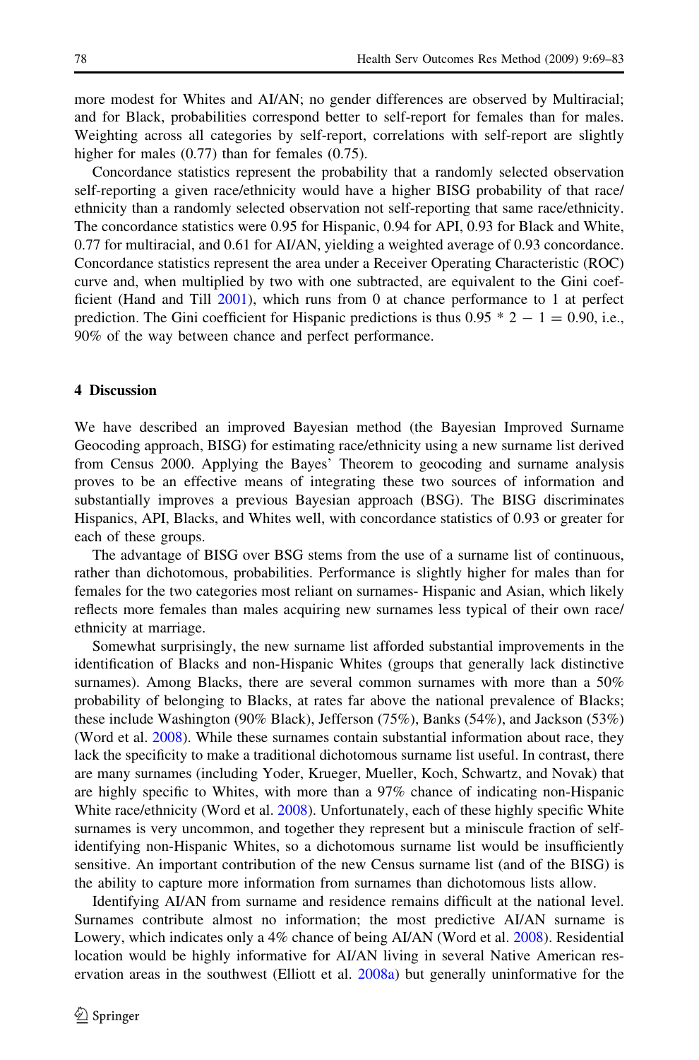more modest for Whites and AI/AN; no gender differences are observed by Multiracial; and for Black, probabilities correspond better to self-report for females than for males. Weighting across all categories by self-report, correlations with self-report are slightly higher for males (0.77) than for females (0.75).

Concordance statistics represent the probability that a randomly selected observation self-reporting a given race/ethnicity would have a higher BISG probability of that race/ethnicity than a randomly selected observation not self-reporting that same race/ethnicity. The concordance statistics were 0.95 for Hispanic, 0.94 for API, 0.93 for Black and White, 0.77 for multiracial, and 0.61 for AI/AN, yielding a weighted average of 0.93 concordance. Concordance statistics represent the area under a Receiver Operating Characteristic (ROC) curve and, when multiplied by two with one subtracted, are equivalent to the Gini coefficient (Hand and Till 2001), which runs from 0 at chance performance to 1 at perfect prediction. The Gini coefficient for Hispanic predictions is thus $0.95 * 2 - 1 = 0.90$, i.e., 90% of the way between chance and perfect performance.

## 4 Discussion

We have described an improved Bayesian method (the Bayesian Improved Surname Geocoding approach, BISG) for estimating race/ethnicity using a new surname list derived from Census 2000. Applying the Bayes' Theorem to geocoding and surname analysis proves to be an effective means of integrating these two sources of information and substantially improves a previous Bayesian approach (BSG). The BISG discriminates Hispanics, API, Blacks, and Whites well, with concordance statistics of 0.93 or greater for each of these groups.

The advantage of BISG over BSG stems from the use of a surname list of continuous, rather than dichotomous, probabilities. Performance is slightly higher for males than for females for the two categories most reliant on surnames- Hispanic and Asian, which likely reflects more females than males acquiring new surnames less typical of their own race/ethnicity at marriage.

Somewhat surprisingly, the new surname list afforded substantial improvements in the identification of Blacks and non-Hispanic Whites (groups that generally lack distinctive surnames). Among Blacks, there are several common surnames with more than a 50% probability of belonging to Blacks, at rates far above the national prevalence of Blacks; these include Washington (90% Black), Jefferson (75%), Banks (54%), and Jackson (53%) (Word et al. 2008). While these surnames contain substantial information about race, they lack the specificity to make a traditional dichotomous surname list useful. In contrast, there are many surnames (including Yoder, Krueger, Mueller, Koch, Schwartz, and Novak) that are highly specific to Whites, with more than a 97% chance of indicating non-Hispanic White race/ethnicity (Word et al. 2008). Unfortunately, each of these highly specific White surnames is very uncommon, and together they represent but a miniscule fraction of self-identifying non-Hispanic Whites, so a dichotomous surname list would be insufficiently sensitive. An important contribution of the new Census surname list (and of the BISG) is the ability to capture more information from surnames than dichotomous lists allow.

Identifying AI/AN from surname and residence remains difficult at the national level. Surnames contribute almost no information; the most predictive AI/AN surname is Lowery, which indicates only a 4% chance of being AI/AN (Word et al. 2008). Residential location would be highly informative for AI/AN living in several Native American reservation areas in the southwest (Elliott et al. 2008a) but generally uninformative for the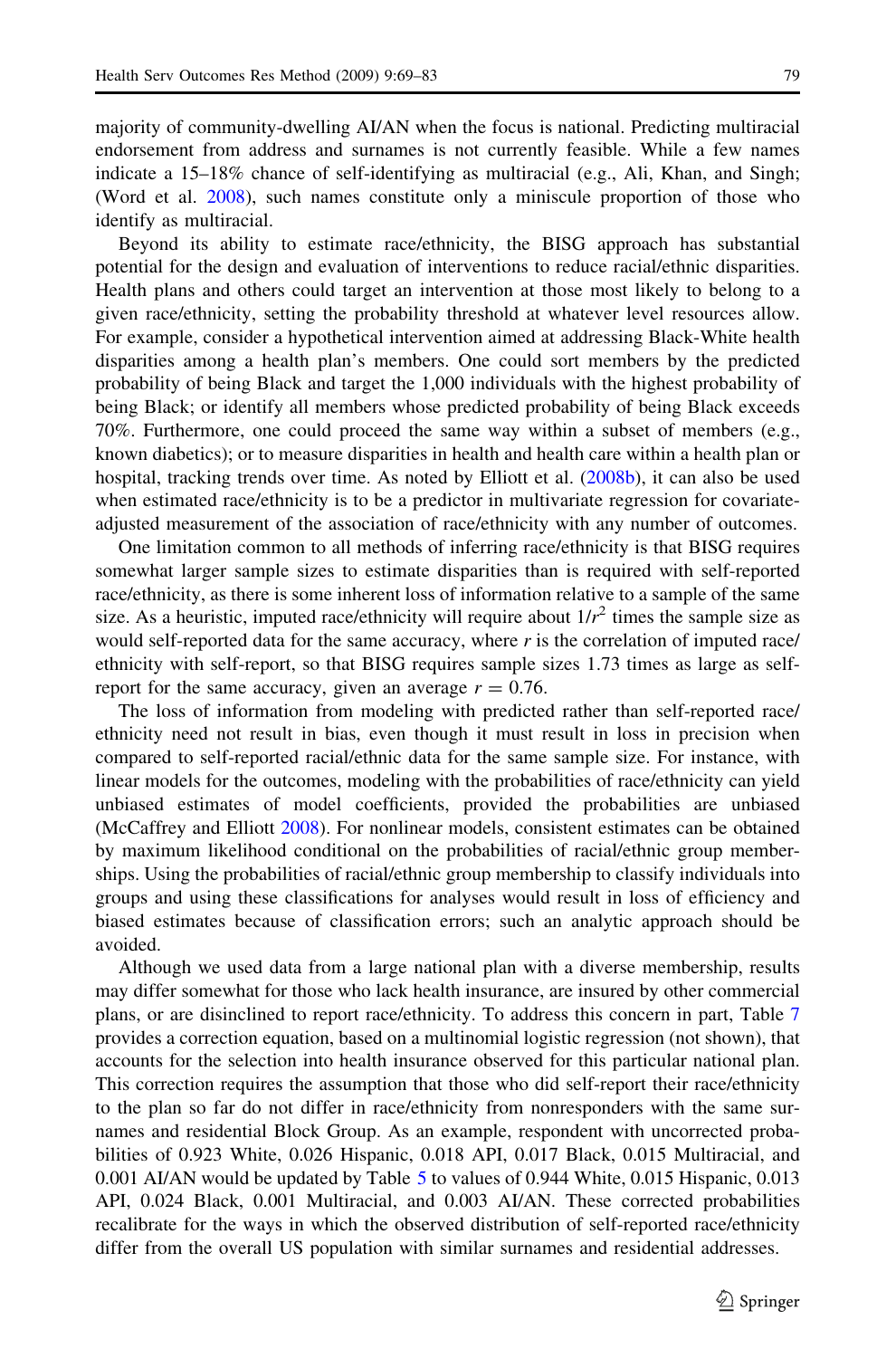majority of community-dwelling AI/AN when the focus is national. Predicting multiracial endorsement from address and surnames is not currently feasible. While a few names indicate a 15–18% chance of self-identifying as multiracial (e.g., Ali, Khan, and Singh; (Word et al. 2008), such names constitute only a miniscule proportion of those who identify as multiracial.

Beyond its ability to estimate race/ethnicity, the BISG approach has substantial potential for the design and evaluation of interventions to reduce racial/ethnic disparities. Health plans and others could target an intervention at those most likely to belong to a given race/ethnicity, setting the probability threshold at whatever level resources allow. For example, consider a hypothetical intervention aimed at addressing Black-White health disparities among a health plan's members. One could sort members by the predicted probability of being Black and target the 1,000 individuals with the highest probability of being Black; or identify all members whose predicted probability of being Black exceeds 70%. Furthermore, one could proceed the same way within a subset of members (e.g., known diabetics); or to measure disparities in health and health care within a health plan or hospital, tracking trends over time. As noted by Elliott et al. (2008b), it can also be used when estimated race/ethnicity is to be a predictor in multivariate regression for covariate-adjusted measurement of the association of race/ethnicity with any number of outcomes.

One limitation common to all methods of inferring race/ethnicity is that BISG requires somewhat larger sample sizes to estimate disparities than is required with self-reported race/ethnicity, as there is some inherent loss of information relative to a sample of the same size. As a heuristic, imputed race/ethnicity will require about $1/r^2$ times the sample size as would self-reported data for the same accuracy, where $r$ is the correlation of imputed race/ethnicity with self-report, so that BISG requires sample sizes 1.73 times as large as self-report for the same accuracy, given an average $r = 0.76$.

The loss of information from modeling with predicted rather than self-reported race/ethnicity need not result in bias, even though it must result in loss in precision when compared to self-reported racial/ethnic data for the same sample size. For instance, with linear models for the outcomes, modeling with the probabilities of race/ethnicity can yield unbiased estimates of model coefficients, provided the probabilities are unbiased (McCaffrey and Elliott 2008). For nonlinear models, consistent estimates can be obtained by maximum likelihood conditional on the probabilities of racial/ethnic group memberships. Using the probabilities of racial/ethnic group membership to classify individuals into groups and using these classifications for analyses would result in loss of efficiency and biased estimates because of classification errors; such an analytic approach should be avoided.

Although we used data from a large national plan with a diverse membership, results may differ somewhat for those who lack health insurance, are insured by other commercial plans, or are disinclined to report race/ethnicity. To address this concern in part, Table 7 provides a correction equation, based on a multinomial logistic regression (not shown), that accounts for the selection into health insurance observed for this particular national plan. This correction requires the assumption that those who did self-report their race/ethnicity to the plan so far do not differ in race/ethnicity from nonresponders with the same surnames and residential Block Group. As an example, respondent with uncorrected probabilities of 0.923 White, 0.026 Hispanic, 0.018 API, 0.017 Black, 0.015 Multiracial, and 0.001 AI/AN would be updated by Table 5 to values of 0.944 White, 0.015 Hispanic, 0.013 API, 0.024 Black, 0.001 Multiracial, and 0.003 AI/AN. These corrected probabilities recalibrate for the ways in which the observed distribution of self-reported race/ethnicity differ from the overall US population with similar surnames and residential addresses.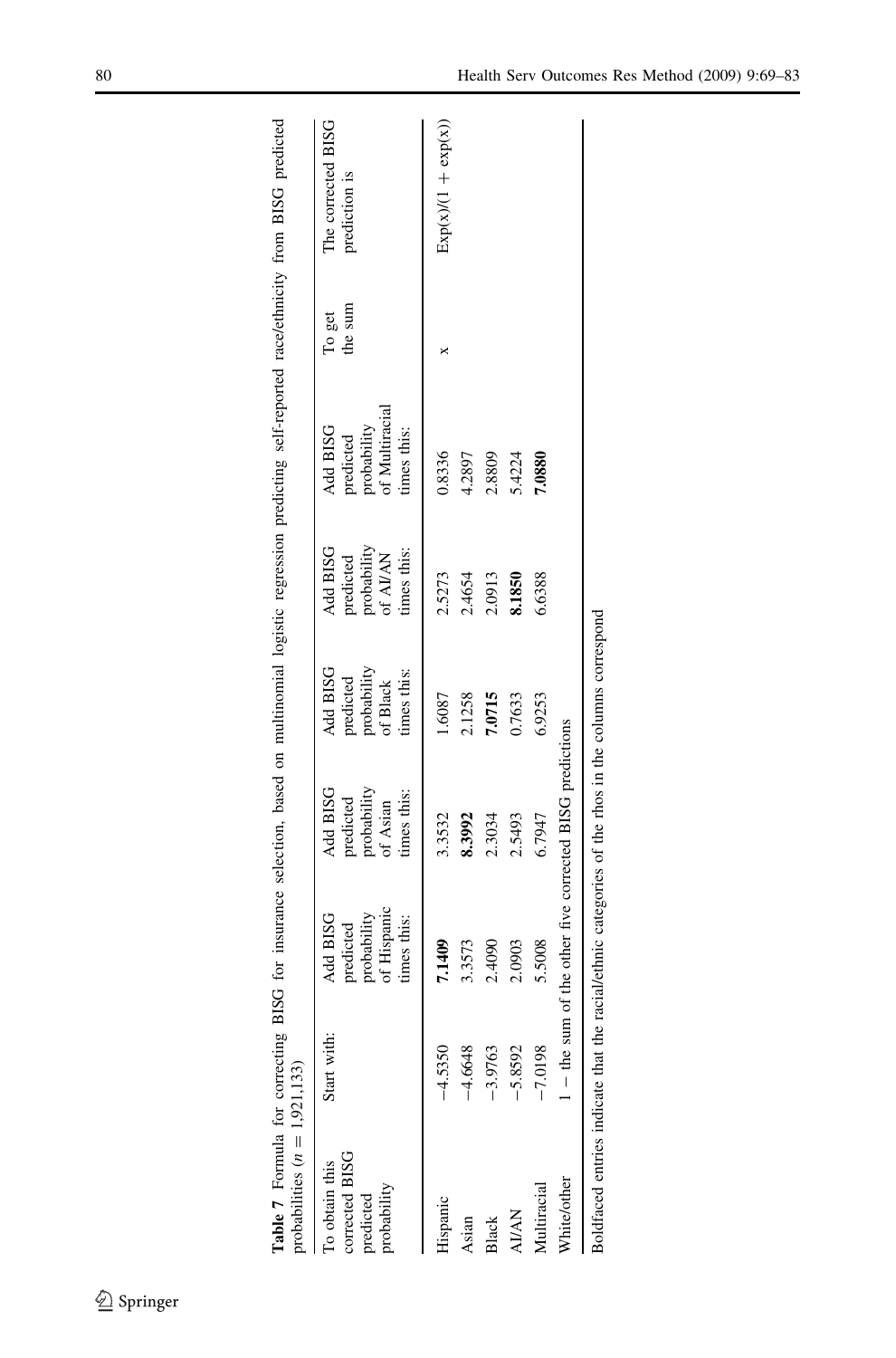**Table 7** Formula for correcting BISG for insurance selection, based on multinomial logistic regression predicting self-reported race/ethnicity from BISG predicted probabilities ($n = 1{,}921{,}133$)

| To obtain this corrected BISG predicted probability | Start with: | Add BISG predicted probability of Hispanic times this: | Add BISG predicted probability of Asian times this: | Add BISG predicted probability of Black times this: | Add BISG predicted probability of AI/AN times this: | Add BISG predicted probability of Multiracial times this: | To get the sum | The corrected BISG prediction is |
|---|---|---|---|---|---|---|---|---|
| Hispanic | −4.5350 | **7.1409** | 3.3532 | 1.6087 | 2.5273 | 0.8336 | x | Exp(x)/(1 + exp(x)) |
| Asian | −4.6648 | 3.3573 | **8.3992** | 2.1258 | 2.4654 | 4.2897 | | |
| Black | −3.9763 | 2.4090 | 2.3034 | **7.0715** | 2.0913 | 2.8809 | | |
| AI/AN | −5.8592 | 2.0903 | 2.5493 | 0.7633 | **8.1850** | 5.4224 | | |
| Multiracial | −7.0198 | 5.5008 | 6.7947 | 6.9253 | 6.6388 | **7.0880** | | |
| White/other | 1 − the sum of the other five corrected BISG predictions | | | | | | | |

Boldfaced entries indicate that the racial/ethnic categories of the rhos in the columns correspond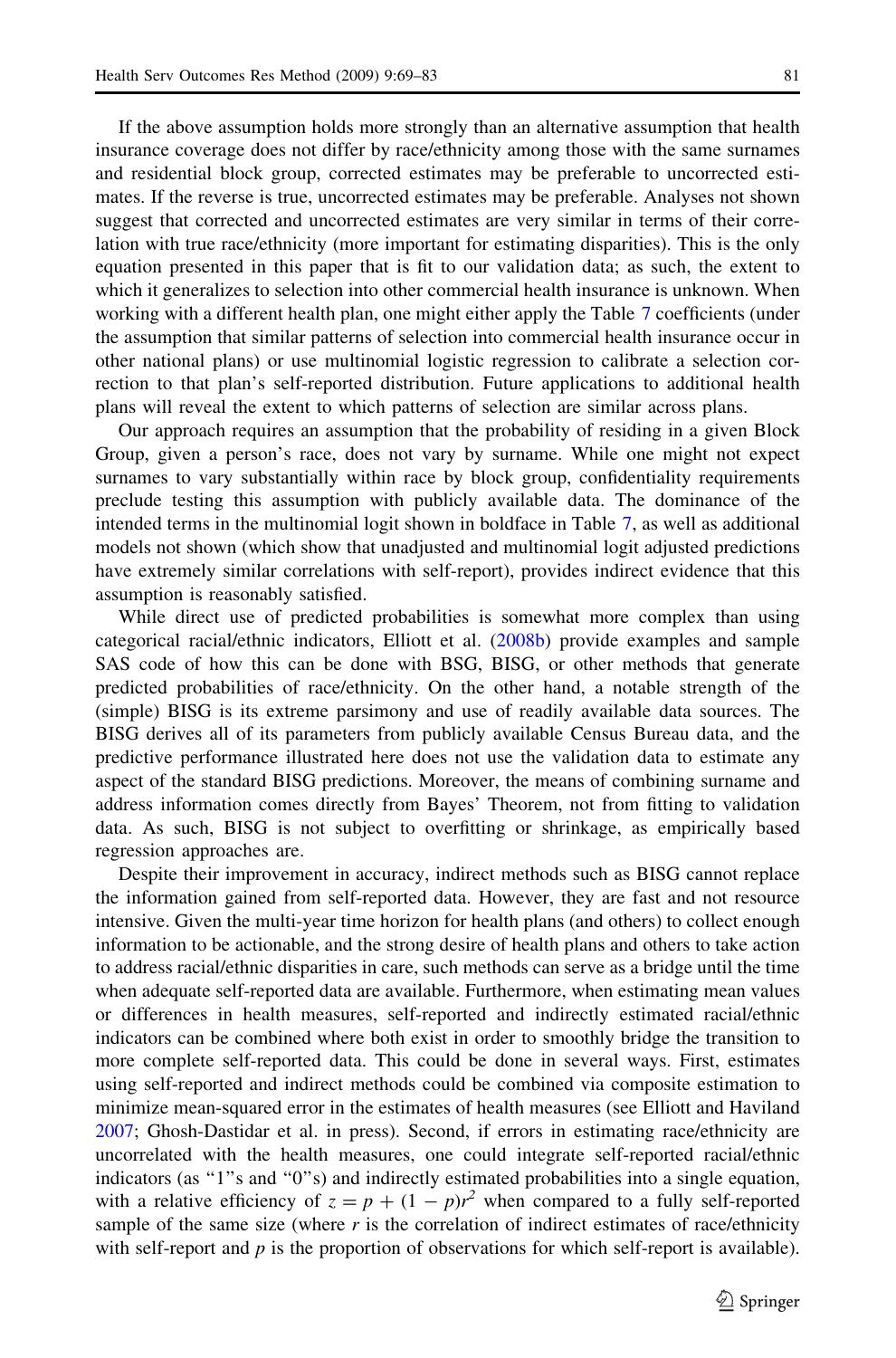If the above assumption holds more strongly than an alternative assumption that health insurance coverage does not differ by race/ethnicity among those with the same surnames and residential block group, corrected estimates may be preferable to uncorrected estimates. If the reverse is true, uncorrected estimates may be preferable. Analyses not shown suggest that corrected and uncorrected estimates are very similar in terms of their correlation with true race/ethnicity (more important for estimating disparities). This is the only equation presented in this paper that is fit to our validation data; as such, the extent to which it generalizes to selection into other commercial health insurance is unknown. When working with a different health plan, one might either apply the Table 7 coefficients (under the assumption that similar patterns of selection into commercial health insurance occur in other national plans) or use multinomial logistic regression to calibrate a selection correction to that plan's self-reported distribution. Future applications to additional health plans will reveal the extent to which patterns of selection are similar across plans.

Our approach requires an assumption that the probability of residing in a given Block Group, given a person's race, does not vary by surname. While one might not expect surnames to vary substantially within race by block group, confidentiality requirements preclude testing this assumption with publicly available data. The dominance of the intended terms in the multinomial logit shown in boldface in Table 7, as well as additional models not shown (which show that unadjusted and multinomial logit adjusted predictions have extremely similar correlations with self-report), provides indirect evidence that this assumption is reasonably satisfied.

While direct use of predicted probabilities is somewhat more complex than using categorical racial/ethnic indicators, Elliott et al. (2008b) provide examples and sample SAS code of how this can be done with BSG, BISG, or other methods that generate predicted probabilities of race/ethnicity. On the other hand, a notable strength of the (simple) BISG is its extreme parsimony and use of readily available data sources. The BISG derives all of its parameters from publicly available Census Bureau data, and the predictive performance illustrated here does not use the validation data to estimate any aspect of the standard BISG predictions. Moreover, the means of combining surname and address information comes directly from Bayes' Theorem, not from fitting to validation data. As such, BISG is not subject to overfitting or shrinkage, as empirically based regression approaches are.

Despite their improvement in accuracy, indirect methods such as BISG cannot replace the information gained from self-reported data. However, they are fast and not resource intensive. Given the multi-year time horizon for health plans (and others) to collect enough information to be actionable, and the strong desire of health plans and others to take action to address racial/ethnic disparities in care, such methods can serve as a bridge until the time when adequate self-reported data are available. Furthermore, when estimating mean values or differences in health measures, self-reported and indirectly estimated racial/ethnic indicators can be combined where both exist in order to smoothly bridge the transition to more complete self-reported data. This could be done in several ways. First, estimates using self-reported and indirect methods could be combined via composite estimation to minimize mean-squared error in the estimates of health measures (see Elliott and Haviland 2007; Ghosh-Dastidar et al. in press). Second, if errors in estimating race/ethnicity are uncorrelated with the health measures, one could integrate self-reported racial/ethnic indicators (as "1"s and "0"s) and indirectly estimated probabilities into a single equation, with a relative efficiency of $z = p + (1 - p)r^2$ when compared to a fully self-reported sample of the same size (where $r$ is the correlation of indirect estimates of race/ethnicity with self-report and $p$ is the proportion of observations for which self-report is available).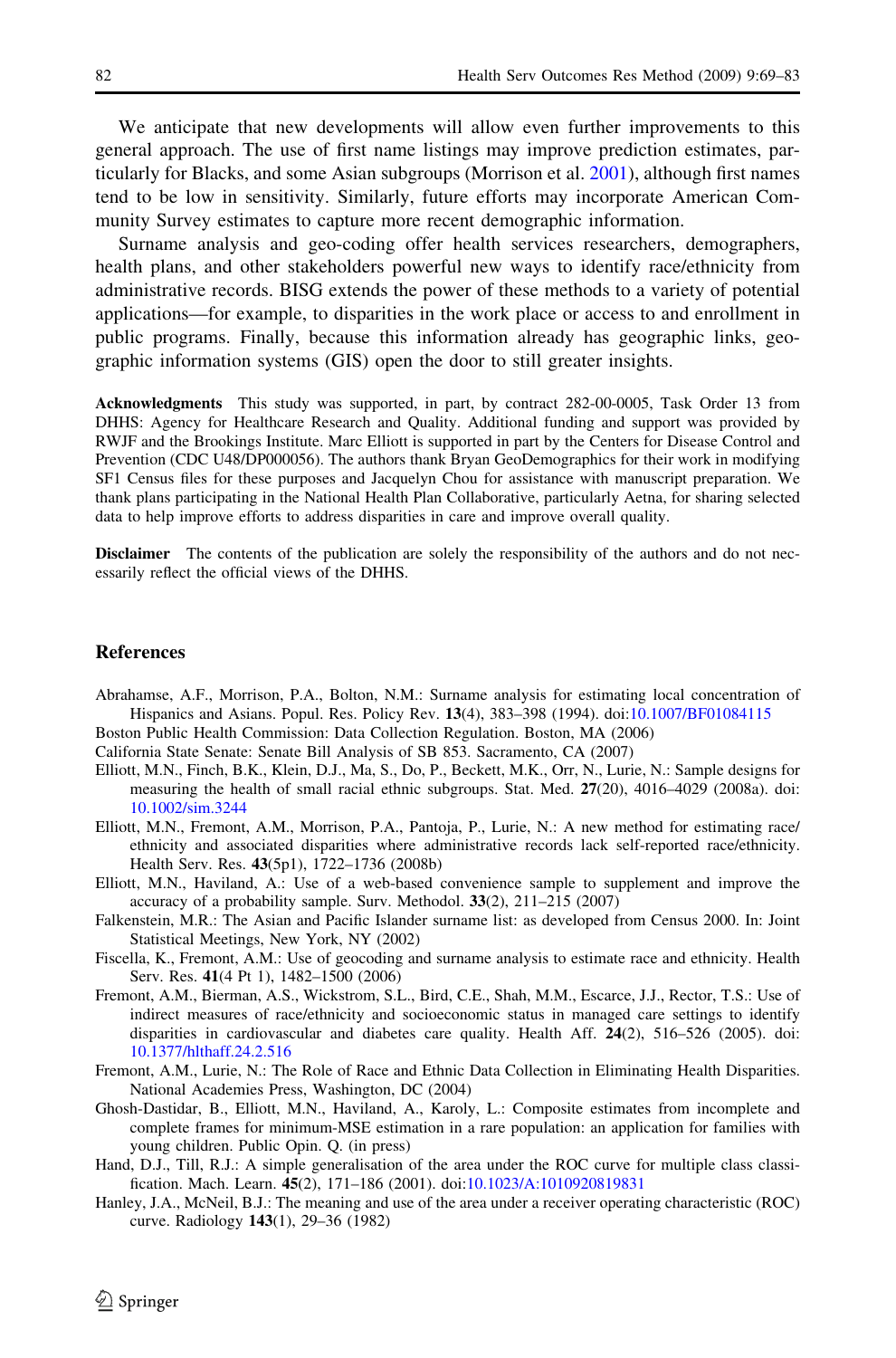We anticipate that new developments will allow even further improvements to this general approach. The use of first name listings may improve prediction estimates, particularly for Blacks, and some Asian subgroups (Morrison et al. 2001), although first names tend to be low in sensitivity. Similarly, future efforts may incorporate American Community Survey estimates to capture more recent demographic information.

Surname analysis and geo-coding offer health services researchers, demographers, health plans, and other stakeholders powerful new ways to identify race/ethnicity from administrative records. BISG extends the power of these methods to a variety of potential applications—for example, to disparities in the work place or access to and enrollment in public programs. Finally, because this information already has geographic links, geographic information systems (GIS) open the door to still greater insights.

**Acknowledgments** This study was supported, in part, by contract 282-00-0005, Task Order 13 from DHHS: Agency for Healthcare Research and Quality. Additional funding and support was provided by RWJF and the Brookings Institute. Marc Elliott is supported in part by the Centers for Disease Control and Prevention (CDC U48/DP000056). The authors thank Bryan GeoDemographics for their work in modifying SF1 Census files for these purposes and Jacquelyn Chou for assistance with manuscript preparation. We thank plans participating in the National Health Plan Collaborative, particularly Aetna, for sharing selected data to help improve efforts to address disparities in care and improve overall quality.

**Disclaimer** The contents of the publication are solely the responsibility of the authors and do not necessarily reflect the official views of the DHHS.

## References

Abrahamse, A.F., Morrison, P.A., Bolton, N.M.: Surname analysis for estimating local concentration of Hispanics and Asians. Popul. Res. Policy Rev. **13**(4), 383–398 (1994). doi:10.1007/BF01084115

Boston Public Health Commission: Data Collection Regulation. Boston, MA (2006)

California State Senate: Senate Bill Analysis of SB 853. Sacramento, CA (2007)

Elliott, M.N., Finch, B.K., Klein, D.J., Ma, S., Do, P., Beckett, M.K., Orr, N., Lurie, N.: Sample designs for measuring the health of small racial ethnic subgroups. Stat. Med. **27**(20), 4016–4029 (2008a). doi:10.1002/sim.3244

Elliott, M.N., Fremont, A.M., Morrison, P.A., Pantoja, P., Lurie, N.: A new method for estimating race/ethnicity and associated disparities where administrative records lack self-reported race/ethnicity. Health Serv. Res. **43**(5p1), 1722–1736 (2008b)

Elliott, M.N., Haviland, A.: Use of a web-based convenience sample to supplement and improve the accuracy of a probability sample. Surv. Methodol. **33**(2), 211–215 (2007)

Falkenstein, M.R.: The Asian and Pacific Islander surname list: as developed from Census 2000. In: Joint Statistical Meetings, New York, NY (2002)

Fiscella, K., Fremont, A.M.: Use of geocoding and surname analysis to estimate race and ethnicity. Health Serv. Res. **41**(4 Pt 1), 1482–1500 (2006)

Fremont, A.M., Bierman, A.S., Wickstrom, S.L., Bird, C.E., Shah, M.M., Escarce, J.J., Rector, T.S.: Use of indirect measures of race/ethnicity and socioeconomic status in managed care settings to identify disparities in cardiovascular and diabetes care quality. Health Aff. **24**(2), 516–526 (2005). doi:10.1377/hlthaff.24.2.516

Fremont, A.M., Lurie, N.: The Role of Race and Ethnic Data Collection in Eliminating Health Disparities. National Academies Press, Washington, DC (2004)

Ghosh-Dastidar, B., Elliott, M.N., Haviland, A., Karoly, L.: Composite estimates from incomplete and complete frames for minimum-MSE estimation in a rare population: an application for families with young children. Public Opin. Q. (in press)

Hand, D.J., Till, R.J.: A simple generalisation of the area under the ROC curve for multiple class classification. Mach. Learn. **45**(2), 171–186 (2001). doi:10.1023/A:1010920819831

Hanley, J.A., McNeil, B.J.: The meaning and use of the area under a receiver operating characteristic (ROC) curve. Radiology **143**(1), 29–36 (1982)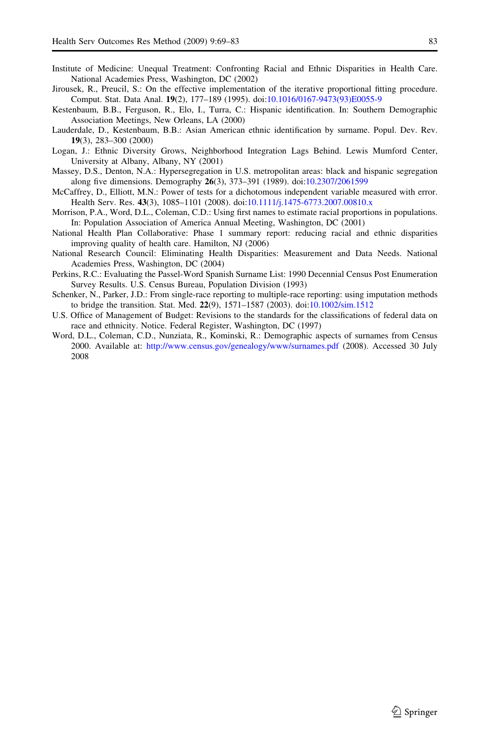Institute of Medicine: Unequal Treatment: Confronting Racial and Ethnic Disparities in Health Care. National Academies Press, Washington, DC (2002)

Jirousek, R., Preucil, S.: On the effective implementation of the iterative proportional fitting procedure. Comput. Stat. Data Anal. **19**(2), 177–189 (1995). doi:10.1016/0167-9473(93)E0055-9

Kestenbaum, B.B., Ferguson, R., Elo, I., Turra, C.: Hispanic identification. In: Southern Demographic Association Meetings, New Orleans, LA (2000)

Lauderdale, D., Kestenbaum, B.B.: Asian American ethnic identification by surname. Popul. Dev. Rev. **19**(3), 283–300 (2000)

Logan, J.: Ethnic Diversity Grows, Neighborhood Integration Lags Behind. Lewis Mumford Center, University at Albany, Albany, NY (2001)

Massey, D.S., Denton, N.A.: Hypersegregation in U.S. metropolitan areas: black and hispanic segregation along five dimensions. Demography **26**(3), 373–391 (1989). doi:10.2307/2061599

McCaffrey, D., Elliott, M.N.: Power of tests for a dichotomous independent variable measured with error. Health Serv. Res. **43**(3), 1085–1101 (2008). doi:10.1111/j.1475-6773.2007.00810.x

Morrison, P.A., Word, D.L., Coleman, C.D.: Using first names to estimate racial proportions in populations. In: Population Association of America Annual Meeting, Washington, DC (2001)

National Health Plan Collaborative: Phase 1 summary report: reducing racial and ethnic disparities improving quality of health care. Hamilton, NJ (2006)

National Research Council: Eliminating Health Disparities: Measurement and Data Needs. National Academies Press, Washington, DC (2004)

Perkins, R.C.: Evaluating the Passel-Word Spanish Surname List: 1990 Decennial Census Post Enumeration Survey Results. U.S. Census Bureau, Population Division (1993)

Schenker, N., Parker, J.D.: From single-race reporting to multiple-race reporting: using imputation methods to bridge the transition. Stat. Med. **22**(9), 1571–1587 (2003). doi:10.1002/sim.1512

U.S. Office of Management of Budget: Revisions to the standards for the classifications of federal data on race and ethnicity. Notice. Federal Register, Washington, DC (1997)

Word, D.L., Coleman, C.D., Nunziata, R., Kominski, R.: Demographic aspects of surnames from Census 2000. Available at: http://www.census.gov/genealogy/www/surnames.pdf (2008). Accessed 30 July 2008